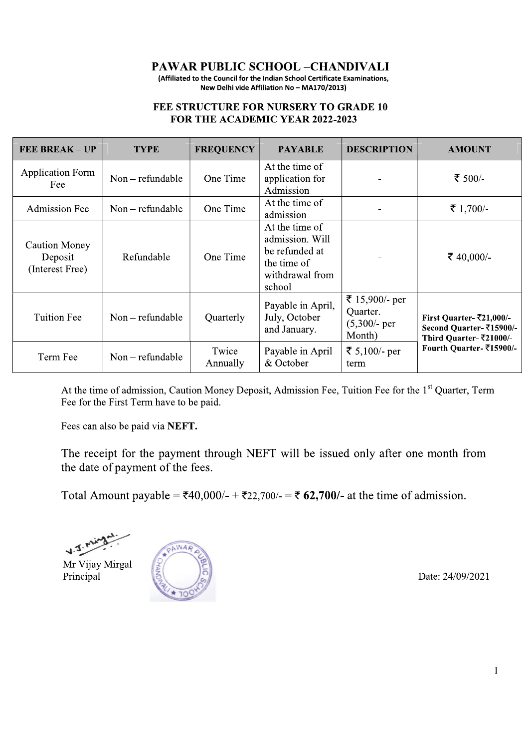# PAWAR PUBLIC SCHOOL –CHANDIVALI

(Affiliated to the Council for the Indian School Certificate Examinations, New Delhi vide Affiliation No – MA170/2013)

## FEE STRUCTURE FOR NURSERY TO GRADE 10 FOR THE ACADEMIC YEAR 2022-2023

| FEE BREAK – UP | TYPE | FREQUENCY | PAYABLE | DESCRIPTION | AMOUNT |
|---|---|---|---|---|---|
| Application Form Fee | Non – refundable | One Time | At the time of application for Admission | - | ₹ 500/- |
| Admission Fee | Non – refundable | One Time | At the time of admission | - | ₹ 1,700/- |
| Caution Money Deposit (Interest Free) | Refundable | One Time | At the time of admission. Will be refunded at the time of withdrawal from school | - | ₹ 40,000/- |
| Tuition Fee | Non – refundable | Quarterly | Payable in April, July, October and January. | ₹ 15,900/- per Quarter. (5,300/- per Month) | **First Quarter- ₹21,000/-** **Second Quarter- ₹15900/-** **Third Quarter- ₹21000/-** **Fourth Quarter- ₹15900/-** |
| Term Fee | Non – refundable | Twice Annually | Payable in April & October | ₹ 5,100/- per term | |

At the time of admission, Caution Money Deposit, Admission Fee, Tuition Fee for the 1st Quarter, Term Fee for the First Term have to be paid.

Fees can also be paid via **NEFT.**

The receipt for the payment through NEFT will be issued only after one month from the date of payment of the fees.

Total Amount payable = ₹40,000/- + ₹22,700/- = ₹ **62,700/-** at the time of admission.

Mr Vijay Mirgal
Principal

Date: 24/09/2021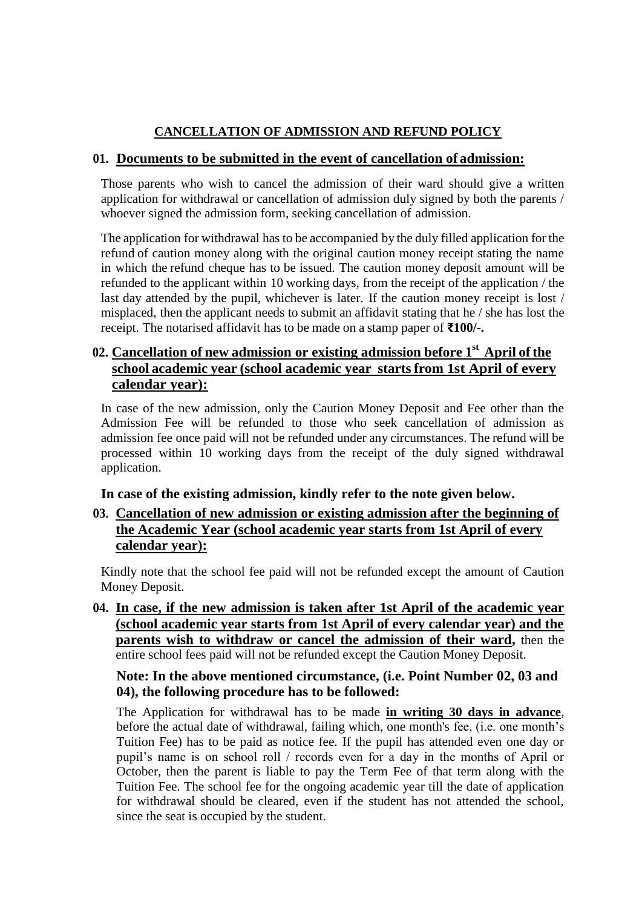## CANCELLATION OF ADMISSION AND REFUND POLICY

### 01. Documents to be submitted in the event of cancellation of admission:

Those parents who wish to cancel the admission of their ward should give a written application for withdrawal or cancellation of admission duly signed by both the parents / whoever signed the admission form, seeking cancellation of admission.

The application for withdrawal has to be accompanied by the duly filled application for the refund of caution money along with the original caution money receipt stating the name in which the refund cheque has to be issued. The caution money deposit amount will be refunded to the applicant within 10 working days, from the receipt of the application / the last day attended by the pupil, whichever is later. If the caution money receipt is lost / misplaced, then the applicant needs to submit an affidavit stating that he / she has lost the receipt. The notarised affidavit has to be made on a stamp paper of **₹100/-.**

### 02. Cancellation of new admission or existing admission before 1st April of the school academic year (school academic year starts from 1st April of every calendar year):

In case of the new admission, only the Caution Money Deposit and Fee other than the Admission Fee will be refunded to those who seek cancellation of admission as admission fee once paid will not be refunded under any circumstances. The refund will be processed within 10 working days from the receipt of the duly signed withdrawal application.

**In case of the existing admission, kindly refer to the note given below.**

### 03. Cancellation of new admission or existing admission after the beginning of the Academic Year (school academic year starts from 1st April of every calendar year):

Kindly note that the school fee paid will not be refunded except the amount of Caution Money Deposit.

**04. In case, if the new admission is taken after 1st April of the academic year (school academic year starts from 1st April of every calendar year) and the parents wish to withdraw or cancel the admission of their ward,** then the entire school fees paid will not be refunded except the Caution Money Deposit.

**Note: In the above mentioned circumstance, (i.e. Point Number 02, 03 and 04), the following procedure has to be followed:**

The Application for withdrawal has to be made **in writing 30 days in advance**, before the actual date of withdrawal, failing which, one month's fee, (i.e. one month's Tuition Fee) has to be paid as notice fee. If the pupil has attended even one day or pupil's name is on school roll / records even for a day in the months of April or October, then the parent is liable to pay the Term Fee of that term along with the Tuition Fee. The school fee for the ongoing academic year till the date of application for withdrawal should be cleared, even if the student has not attended the school, since the seat is occupied by the student.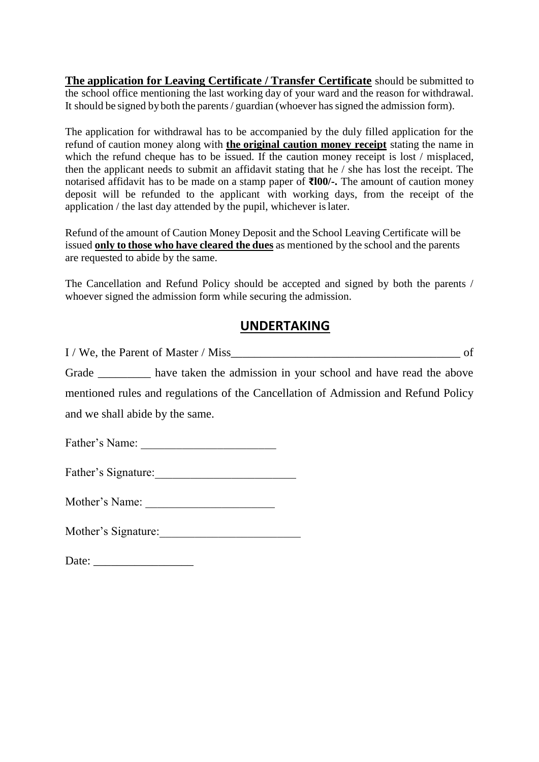**The application for Leaving Certificate / Transfer Certificate** should be submitted to the school office mentioning the last working day of your ward and the reason for withdrawal. It should be signed by both the parents / guardian (whoever has signed the admission form).

The application for withdrawal has to be accompanied by the duly filled application for the refund of caution money along with **the original caution money receipt** stating the name in which the refund cheque has to be issued. If the caution money receipt is lost / misplaced, then the applicant needs to submit an affidavit stating that he / she has lost the receipt. The notarised affidavit has to be made on a stamp paper of **₹l00/-.** The amount of caution money deposit will be refunded to the applicant with working days, from the receipt of the application / the last day attended by the pupil, whichever is later.

Refund of the amount of Caution Money Deposit and the School Leaving Certificate will be issued **only to those who have cleared the dues** as mentioned by the school and the parents are requested to abide by the same.

The Cancellation and Refund Policy should be accepted and signed by both the parents / whoever signed the admission form while securing the admission.

## UNDERTAKING

I / We, the Parent of Master / Miss_______________________________________ of Grade _________ have taken the admission in your school and have read the above mentioned rules and regulations of the Cancellation of Admission and Refund Policy and we shall abide by the same.

Father's Name: _______________________

Father's Signature:________________________

Mother's Name: ______________________

Mother's Signature:________________________

Date: _________________